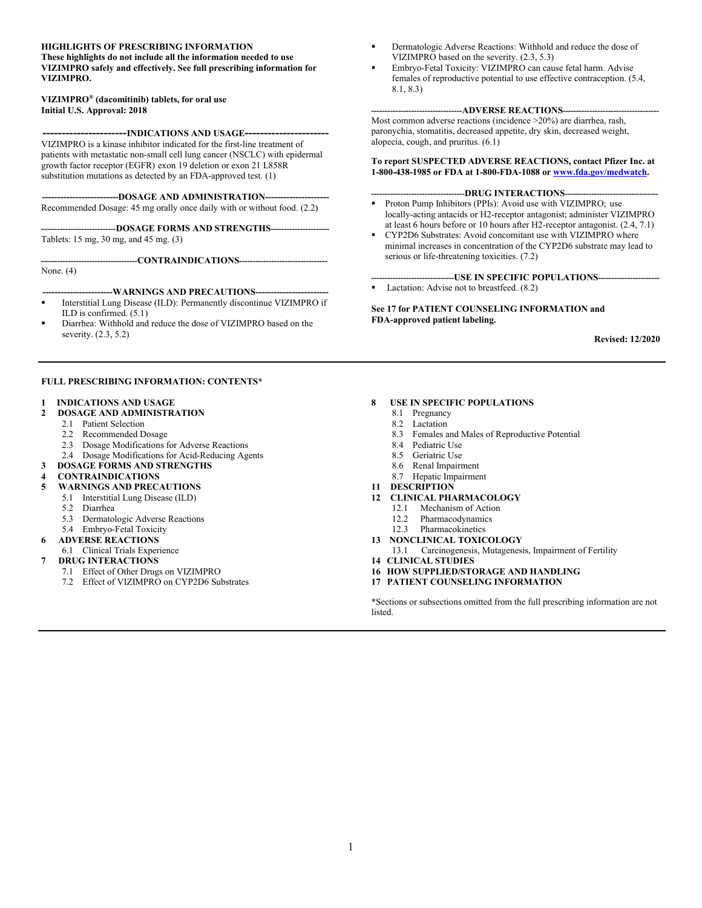**HIGHLIGHTS OF PRESCRIBING INFORMATION**
**These highlights do not include all the information needed to use VIZIMPRO safely and effectively. See full prescribing information for VIZIMPRO.**

**VIZIMPRO® (dacomitinib) tablets, for oral use**
**Initial U.S. Approval: 2018**

**INDICATIONS AND USAGE**

VIZIMPRO is a kinase inhibitor indicated for the first-line treatment of patients with metastatic non-small cell lung cancer (NSCLC) with epidermal growth factor receptor (EGFR) exon 19 deletion or exon 21 L858R substitution mutations as detected by an FDA-approved test. (1)

**DOSAGE AND ADMINISTRATION**

Recommended Dosage: 45 mg orally once daily with or without food. (2.2)

**DOSAGE FORMS AND STRENGTHS**

Tablets: 15 mg, 30 mg, and 45 mg. (3)

**CONTRAINDICATIONS**

None. (4)

**WARNINGS AND PRECAUTIONS**

- Interstitial Lung Disease (ILD): Permanently discontinue VIZIMPRO if ILD is confirmed. (5.1)
- Diarrhea: Withhold and reduce the dose of VIZIMPRO based on the severity. (2.3, 5.2)
- Dermatologic Adverse Reactions: Withhold and reduce the dose of VIZIMPRO based on the severity. (2.3, 5.3)
- Embryo-Fetal Toxicity: VIZIMPRO can cause fetal harm. Advise females of reproductive potential to use effective contraception. (5.4, 8.1, 8.3)

**ADVERSE REACTIONS**

Most common adverse reactions (incidence >20%) are diarrhea, rash, paronychia, stomatitis, decreased appetite, dry skin, decreased weight, alopecia, cough, and pruritus. (6.1)

**To report SUSPECTED ADVERSE REACTIONS, contact Pfizer Inc. at 1-800-438-1985 or FDA at 1-800-FDA-1088 or www.fda.gov/medwatch.**

**DRUG INTERACTIONS**

- Proton Pump Inhibitors (PPIs): Avoid use with VIZIMPRO; use locally-acting antacids or H2-receptor antagonist; administer VIZIMPRO at least 6 hours before or 10 hours after H2-receptor antagonist. (2.4, 7.1)
- CYP2D6 Substrates: Avoid concomitant use with VIZIMPRO where minimal increases in concentration of the CYP2D6 substrate may lead to serious or life-threatening toxicities. (7.2)

**USE IN SPECIFIC POPULATIONS**

- Lactation: Advise not to breastfeed. (8.2)

**See 17 for PATIENT COUNSELING INFORMATION and FDA-approved patient labeling.**

**Revised: 12/2020**

---

**FULL PRESCRIBING INFORMATION: CONTENTS***

**1 INDICATIONS AND USAGE**
**2 DOSAGE AND ADMINISTRATION**
- 2.1 Patient Selection
- 2.2 Recommended Dosage
- 2.3 Dosage Modifications for Adverse Reactions
- 2.4 Dosage Modifications for Acid-Reducing Agents

**3 DOSAGE FORMS AND STRENGTHS**
**4 CONTRAINDICATIONS**
**5 WARNINGS AND PRECAUTIONS**
- 5.1 Interstitial Lung Disease (ILD)
- 5.2 Diarrhea
- 5.3 Dermatologic Adverse Reactions
- 5.4 Embryo-Fetal Toxicity

**6 ADVERSE REACTIONS**
- 6.1 Clinical Trials Experience

**7 DRUG INTERACTIONS**
- 7.1 Effect of Other Drugs on VIZIMPRO
- 7.2 Effect of VIZIMPRO on CYP2D6 Substrates

**8 USE IN SPECIFIC POPULATIONS**
- 8.1 Pregnancy
- 8.2 Lactation
- 8.3 Females and Males of Reproductive Potential
- 8.4 Pediatric Use
- 8.5 Geriatric Use
- 8.6 Renal Impairment
- 8.7 Hepatic Impairment

**11 DESCRIPTION**
**12 CLINICAL PHARMACOLOGY**
- 12.1 Mechanism of Action
- 12.2 Pharmacodynamics
- 12.3 Pharmacokinetics

**13 NONCLINICAL TOXICOLOGY**
- 13.1 Carcinogenesis, Mutagenesis, Impairment of Fertility

**14 CLINICAL STUDIES**
**16 HOW SUPPLIED/STORAGE AND HANDLING**
**17 PATIENT COUNSELING INFORMATION**

*Sections or subsections omitted from the full prescribing information are not listed.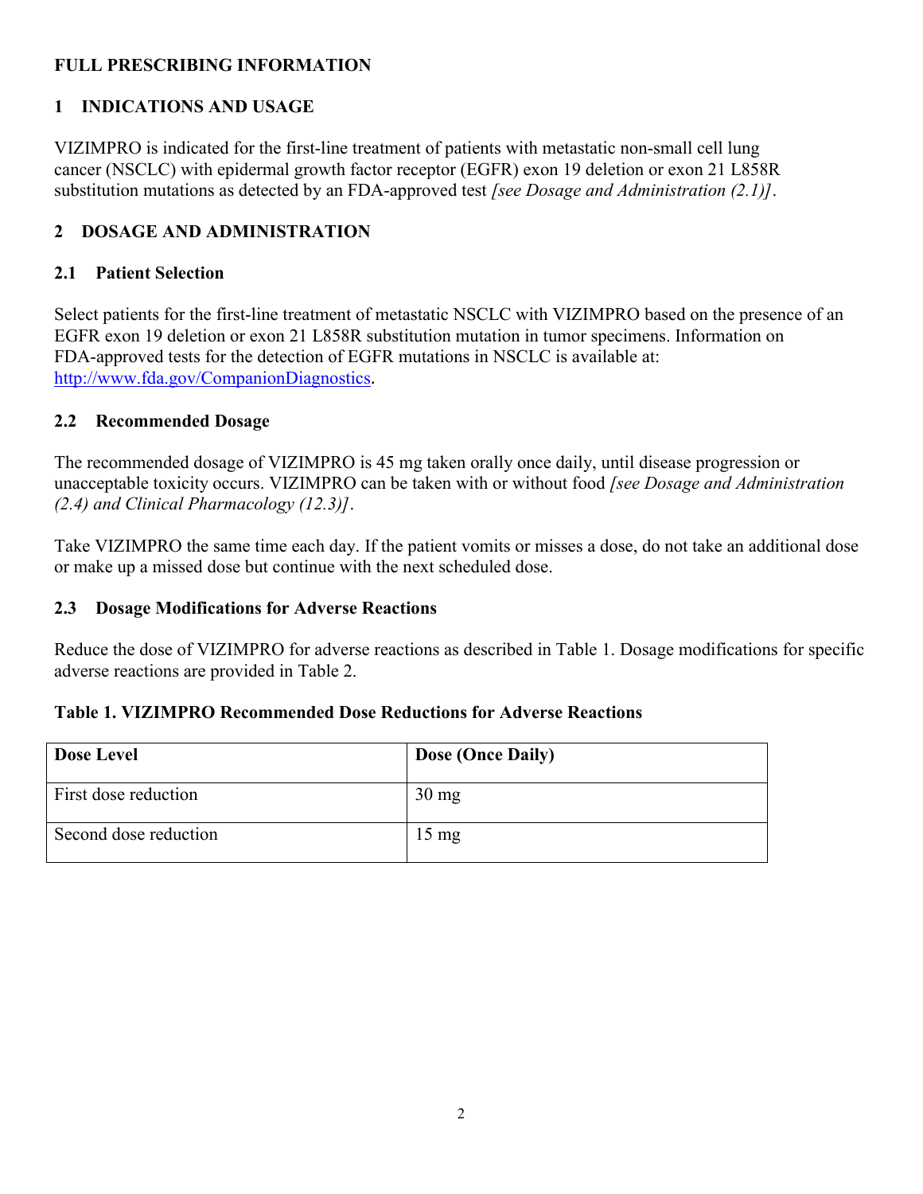# FULL PRESCRIBING INFORMATION

## 1 INDICATIONS AND USAGE

VIZIMPRO is indicated for the first-line treatment of patients with metastatic non-small cell lung cancer (NSCLC) with epidermal growth factor receptor (EGFR) exon 19 deletion or exon 21 L858R substitution mutations as detected by an FDA-approved test *[see Dosage and Administration (2.1)]*.

## 2 DOSAGE AND ADMINISTRATION

### 2.1 Patient Selection

Select patients for the first-line treatment of metastatic NSCLC with VIZIMPRO based on the presence of an EGFR exon 19 deletion or exon 21 L858R substitution mutation in tumor specimens. Information on FDA-approved tests for the detection of EGFR mutations in NSCLC is available at: http://www.fda.gov/CompanionDiagnostics.

### 2.2 Recommended Dosage

The recommended dosage of VIZIMPRO is 45 mg taken orally once daily, until disease progression or unacceptable toxicity occurs. VIZIMPRO can be taken with or without food *[see Dosage and Administration (2.4) and Clinical Pharmacology (12.3)]*.

Take VIZIMPRO the same time each day. If the patient vomits or misses a dose, do not take an additional dose or make up a missed dose but continue with the next scheduled dose.

### 2.3 Dosage Modifications for Adverse Reactions

Reduce the dose of VIZIMPRO for adverse reactions as described in Table 1. Dosage modifications for specific adverse reactions are provided in Table 2.

**Table 1. VIZIMPRO Recommended Dose Reductions for Adverse Reactions**

| Dose Level | Dose (Once Daily) |
|---|---|
| First dose reduction | 30 mg |
| Second dose reduction | 15 mg |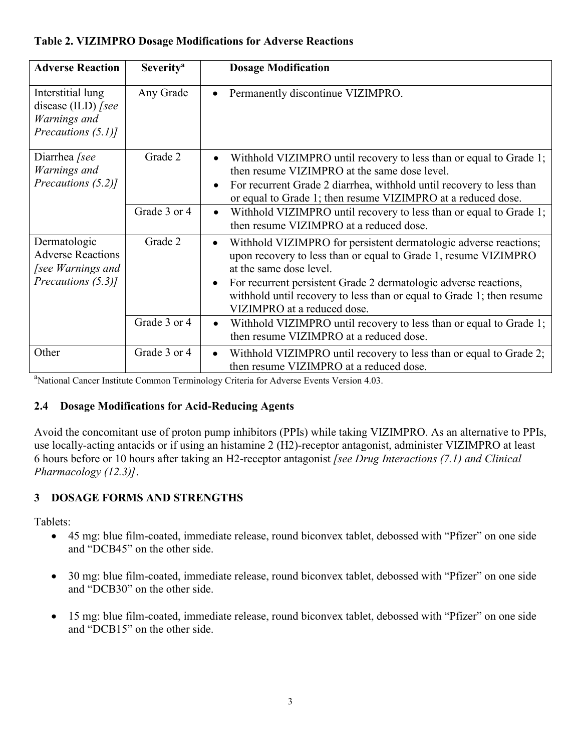**Table 2. VIZIMPRO Dosage Modifications for Adverse Reactions**

| Adverse Reaction | Severity[a] | Dosage Modification |
|---|---|---|
| Interstitial lung disease (ILD) *[see Warnings and Precautions (5.1)]* | Any Grade | • Permanently discontinue VIZIMPRO. |
| Diarrhea *[see Warnings and Precautions (5.2)]* | Grade 2 | • Withhold VIZIMPRO until recovery to less than or equal to Grade 1; then resume VIZIMPRO at the same dose level.<br>• For recurrent Grade 2 diarrhea, withhold until recovery to less than or equal to Grade 1; then resume VIZIMPRO at a reduced dose. |
| | Grade 3 or 4 | • Withhold VIZIMPRO until recovery to less than or equal to Grade 1; then resume VIZIMPRO at a reduced dose. |
| Dermatologic Adverse Reactions *[see Warnings and Precautions (5.3)]* | Grade 2 | • Withhold VIZIMPRO for persistent dermatologic adverse reactions; upon recovery to less than or equal to Grade 1, resume VIZIMPRO at the same dose level.<br>• For recurrent persistent Grade 2 dermatologic adverse reactions, withhold until recovery to less than or equal to Grade 1; then resume VIZIMPRO at a reduced dose. |
| | Grade 3 or 4 | • Withhold VIZIMPRO until recovery to less than or equal to Grade 1; then resume VIZIMPRO at a reduced dose. |
| Other | Grade 3 or 4 | • Withhold VIZIMPRO until recovery to less than or equal to Grade 2; then resume VIZIMPRO at a reduced dose. |

[a]National Cancer Institute Common Terminology Criteria for Adverse Events Version 4.03.

### 2.4 Dosage Modifications for Acid-Reducing Agents

Avoid the concomitant use of proton pump inhibitors (PPIs) while taking VIZIMPRO. As an alternative to PPIs, use locally-acting antacids or if using an histamine 2 (H2)-receptor antagonist, administer VIZIMPRO at least 6 hours before or 10 hours after taking an H2-receptor antagonist *[see Drug Interactions (7.1) and Clinical Pharmacology (12.3)]*.

## 3 DOSAGE FORMS AND STRENGTHS

Tablets:

- 45 mg: blue film-coated, immediate release, round biconvex tablet, debossed with "Pfizer" on one side and "DCB45" on the other side.

- 30 mg: blue film-coated, immediate release, round biconvex tablet, debossed with "Pfizer" on one side and "DCB30" on the other side.

- 15 mg: blue film-coated, immediate release, round biconvex tablet, debossed with "Pfizer" on one side and "DCB15" on the other side.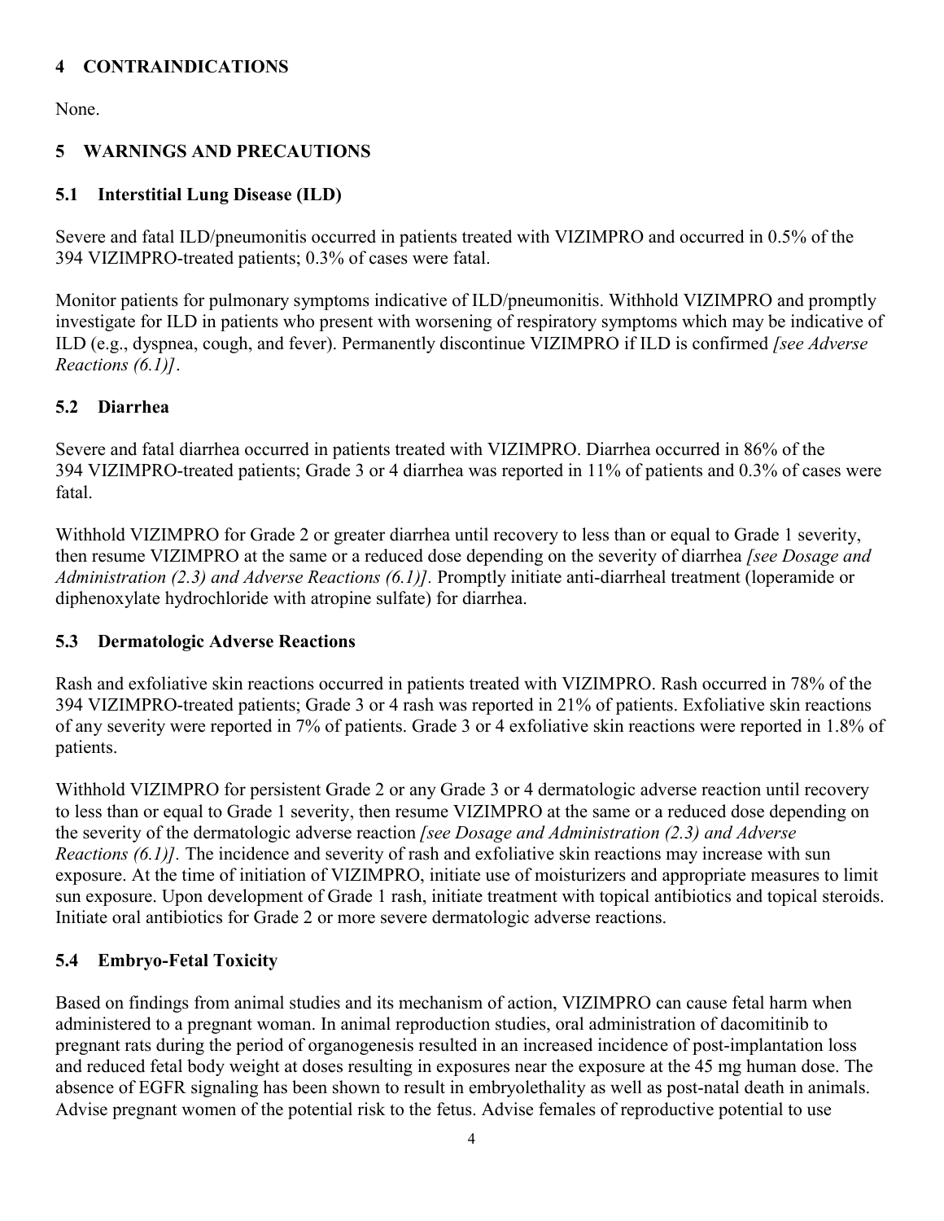## 4 CONTRAINDICATIONS

None.

## 5 WARNINGS AND PRECAUTIONS

### 5.1 Interstitial Lung Disease (ILD)

Severe and fatal ILD/pneumonitis occurred in patients treated with VIZIMPRO and occurred in 0.5% of the 394 VIZIMPRO-treated patients; 0.3% of cases were fatal.

Monitor patients for pulmonary symptoms indicative of ILD/pneumonitis. Withhold VIZIMPRO and promptly investigate for ILD in patients who present with worsening of respiratory symptoms which may be indicative of ILD (e.g., dyspnea, cough, and fever). Permanently discontinue VIZIMPRO if ILD is confirmed *[see Adverse Reactions (6.1)]*.

### 5.2 Diarrhea

Severe and fatal diarrhea occurred in patients treated with VIZIMPRO. Diarrhea occurred in 86% of the 394 VIZIMPRO-treated patients; Grade 3 or 4 diarrhea was reported in 11% of patients and 0.3% of cases were fatal.

Withhold VIZIMPRO for Grade 2 or greater diarrhea until recovery to less than or equal to Grade 1 severity, then resume VIZIMPRO at the same or a reduced dose depending on the severity of diarrhea *[see Dosage and Administration (2.3) and Adverse Reactions (6.1)]*. Promptly initiate anti-diarrheal treatment (loperamide or diphenoxylate hydrochloride with atropine sulfate) for diarrhea.

### 5.3 Dermatologic Adverse Reactions

Rash and exfoliative skin reactions occurred in patients treated with VIZIMPRO. Rash occurred in 78% of the 394 VIZIMPRO-treated patients; Grade 3 or 4 rash was reported in 21% of patients. Exfoliative skin reactions of any severity were reported in 7% of patients. Grade 3 or 4 exfoliative skin reactions were reported in 1.8% of patients.

Withhold VIZIMPRO for persistent Grade 2 or any Grade 3 or 4 dermatologic adverse reaction until recovery to less than or equal to Grade 1 severity, then resume VIZIMPRO at the same or a reduced dose depending on the severity of the dermatologic adverse reaction *[see Dosage and Administration (2.3) and Adverse Reactions (6.1)]*. The incidence and severity of rash and exfoliative skin reactions may increase with sun exposure. At the time of initiation of VIZIMPRO, initiate use of moisturizers and appropriate measures to limit sun exposure. Upon development of Grade 1 rash, initiate treatment with topical antibiotics and topical steroids. Initiate oral antibiotics for Grade 2 or more severe dermatologic adverse reactions.

### 5.4 Embryo-Fetal Toxicity

Based on findings from animal studies and its mechanism of action, VIZIMPRO can cause fetal harm when administered to a pregnant woman. In animal reproduction studies, oral administration of dacomitinib to pregnant rats during the period of organogenesis resulted in an increased incidence of post-implantation loss and reduced fetal body weight at doses resulting in exposures near the exposure at the 45 mg human dose. The absence of EGFR signaling has been shown to result in embryolethality as well as post-natal death in animals. Advise pregnant women of the potential risk to the fetus. Advise females of reproductive potential to use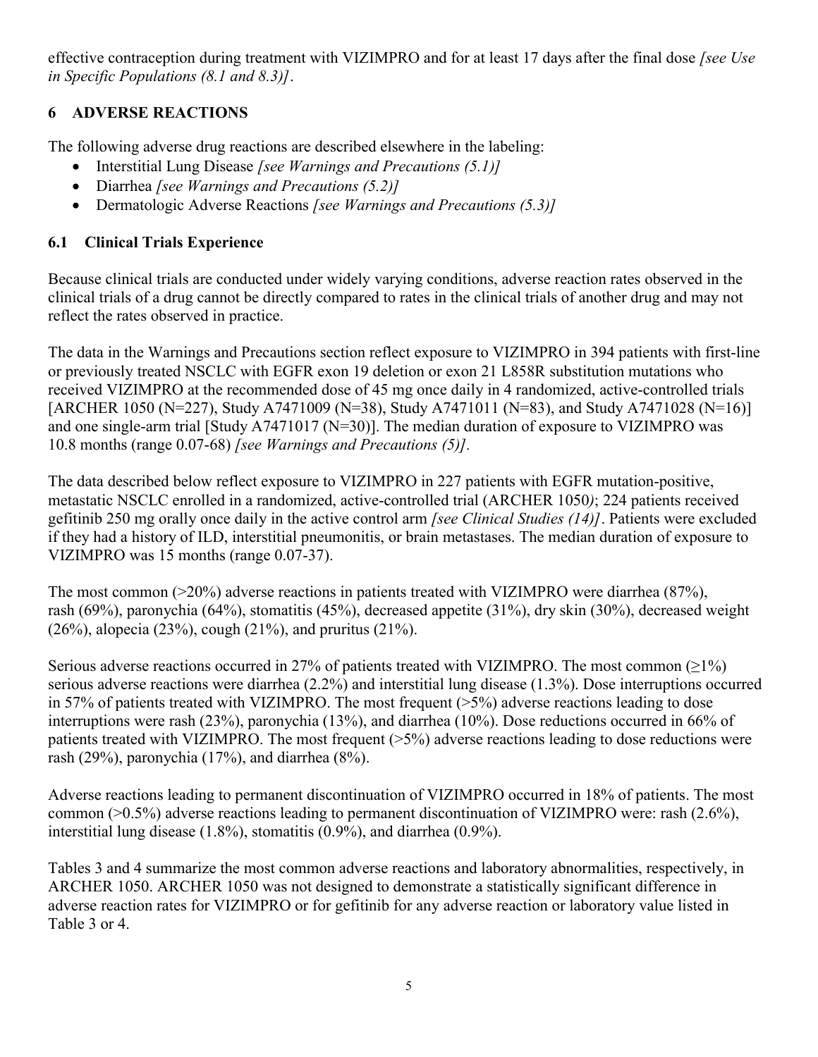effective contraception during treatment with VIZIMPRO and for at least 17 days after the final dose *[see Use in Specific Populations (8.1 and 8.3)]*.

## 6 ADVERSE REACTIONS

The following adverse drug reactions are described elsewhere in the labeling:

- Interstitial Lung Disease *[see Warnings and Precautions (5.1)]*
- Diarrhea *[see Warnings and Precautions (5.2)]*
- Dermatologic Adverse Reactions *[see Warnings and Precautions (5.3)]*

### 6.1 Clinical Trials Experience

Because clinical trials are conducted under widely varying conditions, adverse reaction rates observed in the clinical trials of a drug cannot be directly compared to rates in the clinical trials of another drug and may not reflect the rates observed in practice.

The data in the Warnings and Precautions section reflect exposure to VIZIMPRO in 394 patients with first-line or previously treated NSCLC with EGFR exon 19 deletion or exon 21 L858R substitution mutations who received VIZIMPRO at the recommended dose of 45 mg once daily in 4 randomized, active-controlled trials [ARCHER 1050 (N=227), Study A7471009 (N=38), Study A7471011 (N=83), and Study A7471028 (N=16)] and one single-arm trial [Study A7471017 (N=30)]. The median duration of exposure to VIZIMPRO was 10.8 months (range 0.07-68) *[see Warnings and Precautions (5)].*

The data described below reflect exposure to VIZIMPRO in 227 patients with EGFR mutation-positive, metastatic NSCLC enrolled in a randomized, active-controlled trial (ARCHER 1050*)*; 224 patients received gefitinib 250 mg orally once daily in the active control arm *[see Clinical Studies (14)]*. Patients were excluded if they had a history of ILD, interstitial pneumonitis, or brain metastases. The median duration of exposure to VIZIMPRO was 15 months (range 0.07-37).

The most common (>20%) adverse reactions in patients treated with VIZIMPRO were diarrhea (87%), rash (69%), paronychia (64%), stomatitis (45%), decreased appetite (31%), dry skin (30%), decreased weight (26%), alopecia (23%), cough (21%), and pruritus (21%).

Serious adverse reactions occurred in 27% of patients treated with VIZIMPRO. The most common (≥1%) serious adverse reactions were diarrhea (2.2%) and interstitial lung disease (1.3%). Dose interruptions occurred in 57% of patients treated with VIZIMPRO. The most frequent (>5%) adverse reactions leading to dose interruptions were rash (23%), paronychia (13%), and diarrhea (10%). Dose reductions occurred in 66% of patients treated with VIZIMPRO. The most frequent (>5%) adverse reactions leading to dose reductions were rash (29%), paronychia (17%), and diarrhea (8%).

Adverse reactions leading to permanent discontinuation of VIZIMPRO occurred in 18% of patients. The most common (>0.5%) adverse reactions leading to permanent discontinuation of VIZIMPRO were: rash (2.6%), interstitial lung disease (1.8%), stomatitis (0.9%), and diarrhea (0.9%).

Tables 3 and 4 summarize the most common adverse reactions and laboratory abnormalities, respectively, in ARCHER 1050. ARCHER 1050 was not designed to demonstrate a statistically significant difference in adverse reaction rates for VIZIMPRO or for gefitinib for any adverse reaction or laboratory value listed in Table 3 or 4.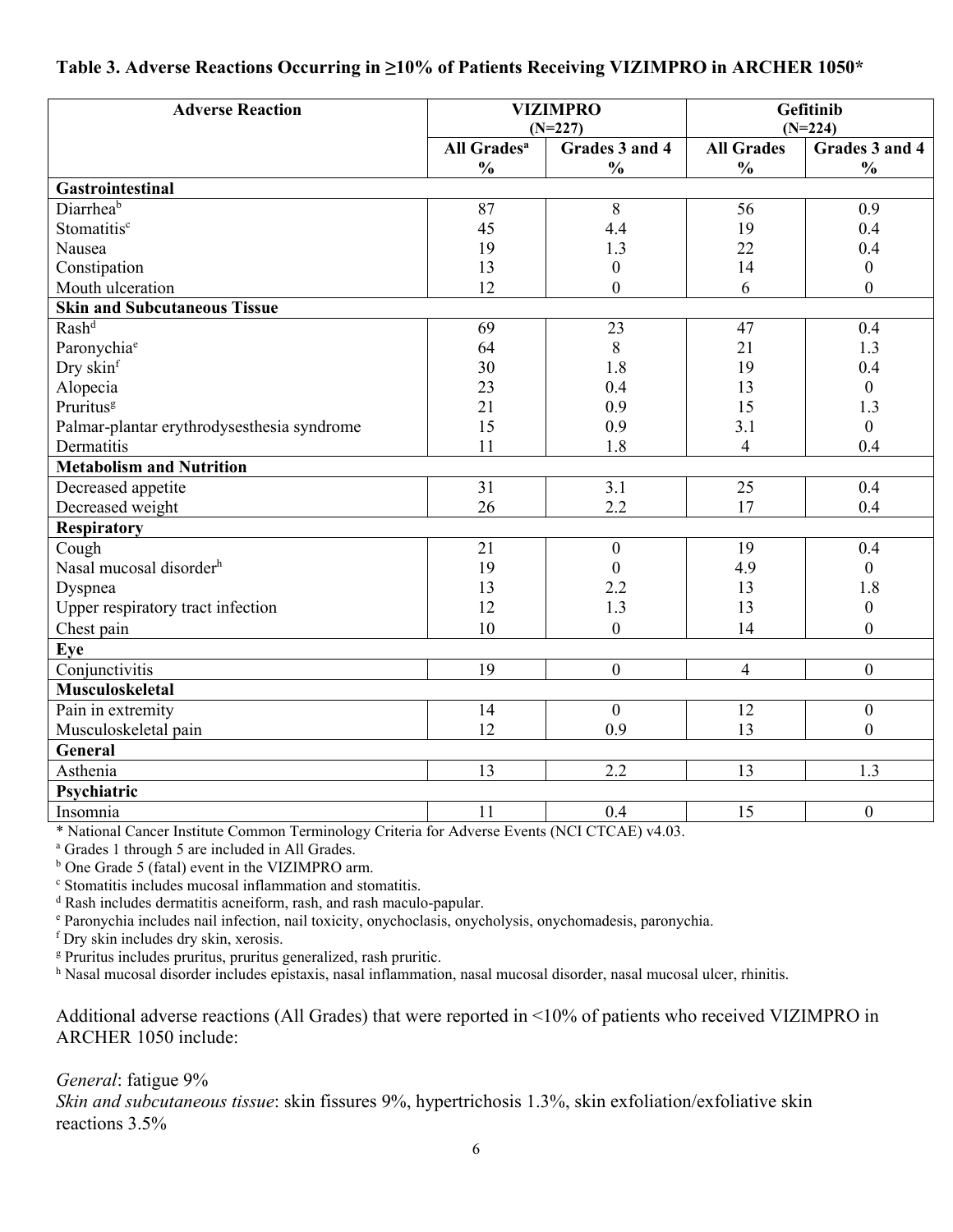**Table 3. Adverse Reactions Occurring in ≥10% of Patients Receiving VIZIMPRO in ARCHER 1050***

| Adverse Reaction | VIZIMPRO (N=227) | | Gefitinib (N=224) | |
|---|---|---|---|---|
| | All Grades[a] % | Grades 3 and 4 % | All Grades % | Grades 3 and 4 % |
| **Gastrointestinal** | | | | |
| Diarrhea[b] | 87 | 8 | 56 | 0.9 |
| Stomatitis[c] | 45 | 4.4 | 19 | 0.4 |
| Nausea | 19 | 1.3 | 22 | 0.4 |
| Constipation | 13 | 0 | 14 | 0 |
| Mouth ulceration | 12 | 0 | 6 | 0 |
| **Skin and Subcutaneous Tissue** | | | | |
| Rash[d] | 69 | 23 | 47 | 0.4 |
| Paronychia[e] | 64 | 8 | 21 | 1.3 |
| Dry skin[f] | 30 | 1.8 | 19 | 0.4 |
| Alopecia | 23 | 0.4 | 13 | 0 |
| Pruritus[g] | 21 | 0.9 | 15 | 1.3 |
| Palmar-plantar erythrodysesthesia syndrome | 15 | 0.9 | 3.1 | 0 |
| Dermatitis | 11 | 1.8 | 4 | 0.4 |
| **Metabolism and Nutrition** | | | | |
| Decreased appetite | 31 | 3.1 | 25 | 0.4 |
| Decreased weight | 26 | 2.2 | 17 | 0.4 |
| **Respiratory** | | | | |
| Cough | 21 | 0 | 19 | 0.4 |
| Nasal mucosal disorder[h] | 19 | 0 | 4.9 | 0 |
| Dyspnea | 13 | 2.2 | 13 | 1.8 |
| Upper respiratory tract infection | 12 | 1.3 | 13 | 0 |
| Chest pain | 10 | 0 | 14 | 0 |
| **Eye** | | | | |
| Conjunctivitis | 19 | 0 | 4 | 0 |
| **Musculoskeletal** | | | | |
| Pain in extremity | 14 | 0 | 12 | 0 |
| Musculoskeletal pain | 12 | 0.9 | 13 | 0 |
| **General** | | | | |
| Asthenia | 13 | 2.2 | 13 | 1.3 |
| **Psychiatric** | | | | |
| Insomnia | 11 | 0.4 | 15 | 0 |

* National Cancer Institute Common Terminology Criteria for Adverse Events (NCI CTCAE) v4.03.
[a] Grades 1 through 5 are included in All Grades.
[b] One Grade 5 (fatal) event in the VIZIMPRO arm.
[c] Stomatitis includes mucosal inflammation and stomatitis.
[d] Rash includes dermatitis acneiform, rash, and rash maculo-papular.
[e] Paronychia includes nail infection, nail toxicity, onychoclasis, onycholysis, onychomadesis, paronychia.
[f] Dry skin includes dry skin, xerosis.
[g] Pruritus includes pruritus, pruritus generalized, rash pruritic.
[h] Nasal mucosal disorder includes epistaxis, nasal inflammation, nasal mucosal disorder, nasal mucosal ulcer, rhinitis.

Additional adverse reactions (All Grades) that were reported in <10% of patients who received VIZIMPRO in ARCHER 1050 include:

*General*: fatigue 9%
*Skin and subcutaneous tissue*: skin fissures 9%, hypertrichosis 1.3%, skin exfoliation/exfoliative skin reactions 3.5%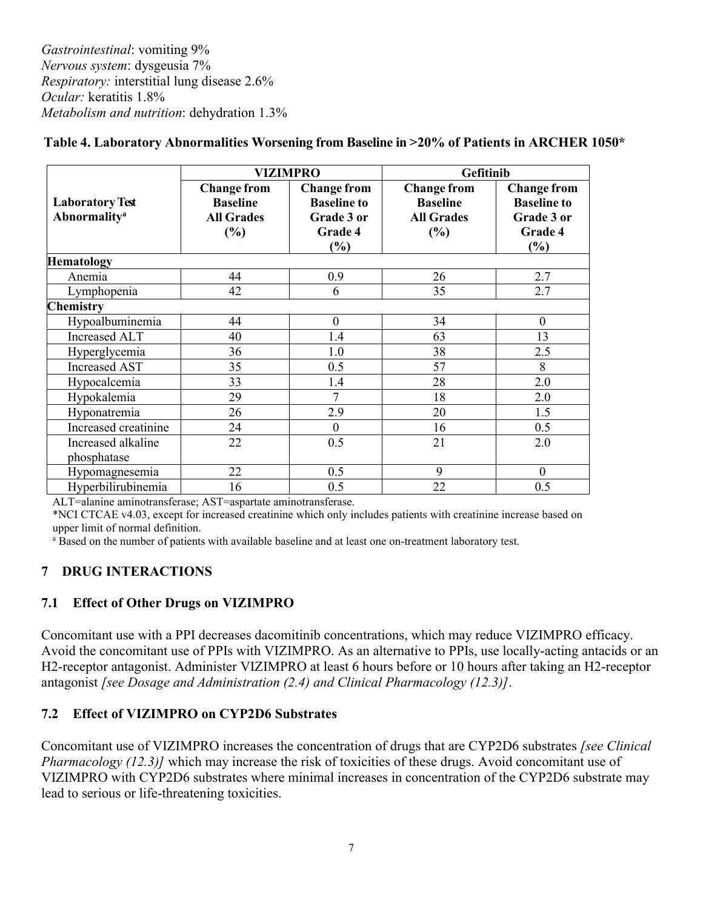*Gastrointestinal*: vomiting 9%
*Nervous system*: dysgeusia 7%
*Respiratory:* interstitial lung disease 2.6%
*Ocular:* keratitis 1.8%
*Metabolism and nutrition*: dehydration 1.3%

**Table 4. Laboratory Abnormalities Worsening from Baseline in >20% of Patients in ARCHER 1050***

| | **VIZIMPRO** | | **Gefitinib** | |
|---|---|---|---|---|
| **Laboratory Test Abnormality**[a] | **Change from Baseline All Grades (%)** | **Change from Baseline to Grade 3 or Grade 4 (%)** | **Change from Baseline All Grades (%)** | **Change from Baseline to Grade 3 or Grade 4 (%)** |
| **Hematology** | | | | |
| Anemia | 44 | 0.9 | 26 | 2.7 |
| Lymphopenia | 42 | 6 | 35 | 2.7 |
| **Chemistry** | | | | |
| Hypoalbuminemia | 44 | 0 | 34 | 0 |
| Increased ALT | 40 | 1.4 | 63 | 13 |
| Hyperglycemia | 36 | 1.0 | 38 | 2.5 |
| Increased AST | 35 | 0.5 | 57 | 8 |
| Hypocalcemia | 33 | 1.4 | 28 | 2.0 |
| Hypokalemia | 29 | 7 | 18 | 2.0 |
| Hyponatremia | 26 | 2.9 | 20 | 1.5 |
| Increased creatinine | 24 | 0 | 16 | 0.5 |
| Increased alkaline phosphatase | 22 | 0.5 | 21 | 2.0 |
| Hypomagnesemia | 22 | 0.5 | 9 | 0 |
| Hyperbilirubinemia | 16 | 0.5 | 22 | 0.5 |

ALT=alanine aminotransferase; AST=aspartate aminotransferase.
*NCI CTCAE v4.03, except for increased creatinine which only includes patients with creatinine increase based on upper limit of normal definition.
[a] Based on the number of patients with available baseline and at least one on-treatment laboratory test.

## 7 DRUG INTERACTIONS

### 7.1 Effect of Other Drugs on VIZIMPRO

Concomitant use with a PPI decreases dacomitinib concentrations, which may reduce VIZIMPRO efficacy. Avoid the concomitant use of PPIs with VIZIMPRO. As an alternative to PPIs, use locally-acting antacids or an H2-receptor antagonist. Administer VIZIMPRO at least 6 hours before or 10 hours after taking an H2-receptor antagonist *[see Dosage and Administration (2.4) and Clinical Pharmacology (12.3)]*.

### 7.2 Effect of VIZIMPRO on CYP2D6 Substrates

Concomitant use of VIZIMPRO increases the concentration of drugs that are CYP2D6 substrates *[see Clinical Pharmacology (12.3)]* which may increase the risk of toxicities of these drugs. Avoid concomitant use of VIZIMPRO with CYP2D6 substrates where minimal increases in concentration of the CYP2D6 substrate may lead to serious or life-threatening toxicities.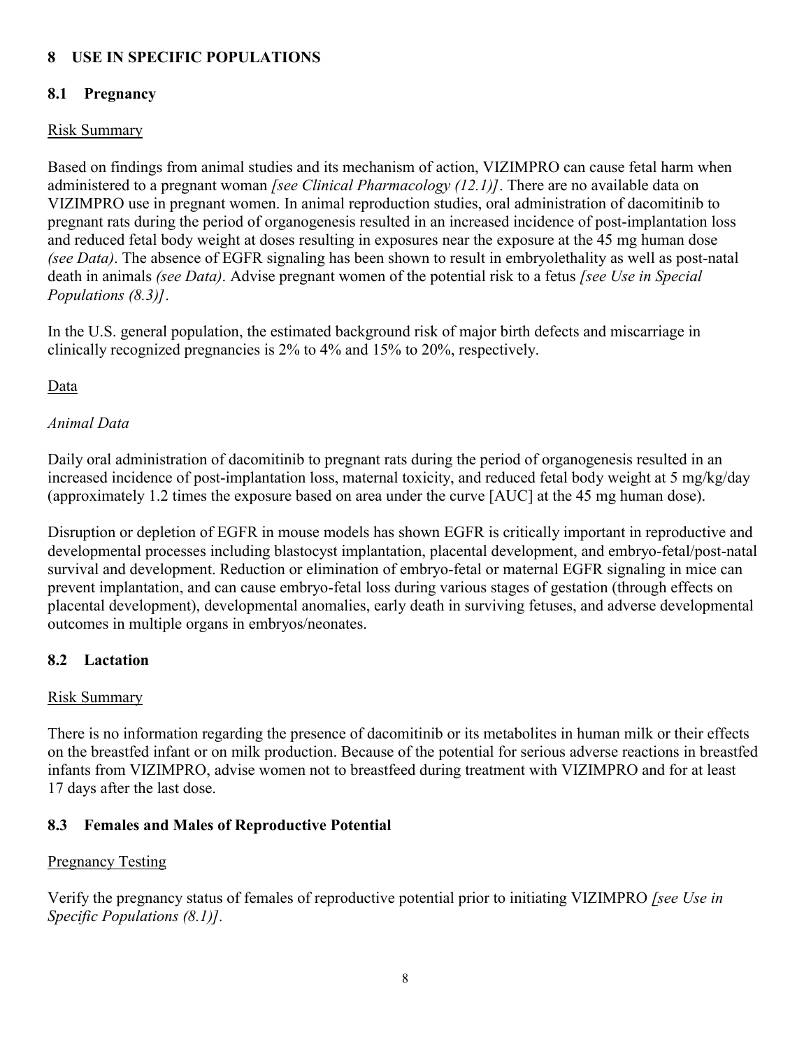## 8 USE IN SPECIFIC POPULATIONS

### 8.1 Pregnancy

Risk Summary

Based on findings from animal studies and its mechanism of action, VIZIMPRO can cause fetal harm when administered to a pregnant woman *[see Clinical Pharmacology (12.1)]*. There are no available data on VIZIMPRO use in pregnant women. In animal reproduction studies, oral administration of dacomitinib to pregnant rats during the period of organogenesis resulted in an increased incidence of post-implantation loss and reduced fetal body weight at doses resulting in exposures near the exposure at the 45 mg human dose *(see Data)*. The absence of EGFR signaling has been shown to result in embryolethality as well as post-natal death in animals *(see Data)*. Advise pregnant women of the potential risk to a fetus *[see Use in Special Populations (8.3)]*.

In the U.S. general population, the estimated background risk of major birth defects and miscarriage in clinically recognized pregnancies is 2% to 4% and 15% to 20%, respectively.

Data

*Animal Data*

Daily oral administration of dacomitinib to pregnant rats during the period of organogenesis resulted in an increased incidence of post-implantation loss, maternal toxicity, and reduced fetal body weight at 5 mg/kg/day (approximately 1.2 times the exposure based on area under the curve [AUC] at the 45 mg human dose).

Disruption or depletion of EGFR in mouse models has shown EGFR is critically important in reproductive and developmental processes including blastocyst implantation, placental development, and embryo-fetal/post-natal survival and development. Reduction or elimination of embryo-fetal or maternal EGFR signaling in mice can prevent implantation, and can cause embryo-fetal loss during various stages of gestation (through effects on placental development), developmental anomalies, early death in surviving fetuses, and adverse developmental outcomes in multiple organs in embryos/neonates.

### 8.2 Lactation

Risk Summary

There is no information regarding the presence of dacomitinib or its metabolites in human milk or their effects on the breastfed infant or on milk production. Because of the potential for serious adverse reactions in breastfed infants from VIZIMPRO, advise women not to breastfeed during treatment with VIZIMPRO and for at least 17 days after the last dose.

### 8.3 Females and Males of Reproductive Potential

Pregnancy Testing

Verify the pregnancy status of females of reproductive potential prior to initiating VIZIMPRO *[see Use in Specific Populations (8.1)]*.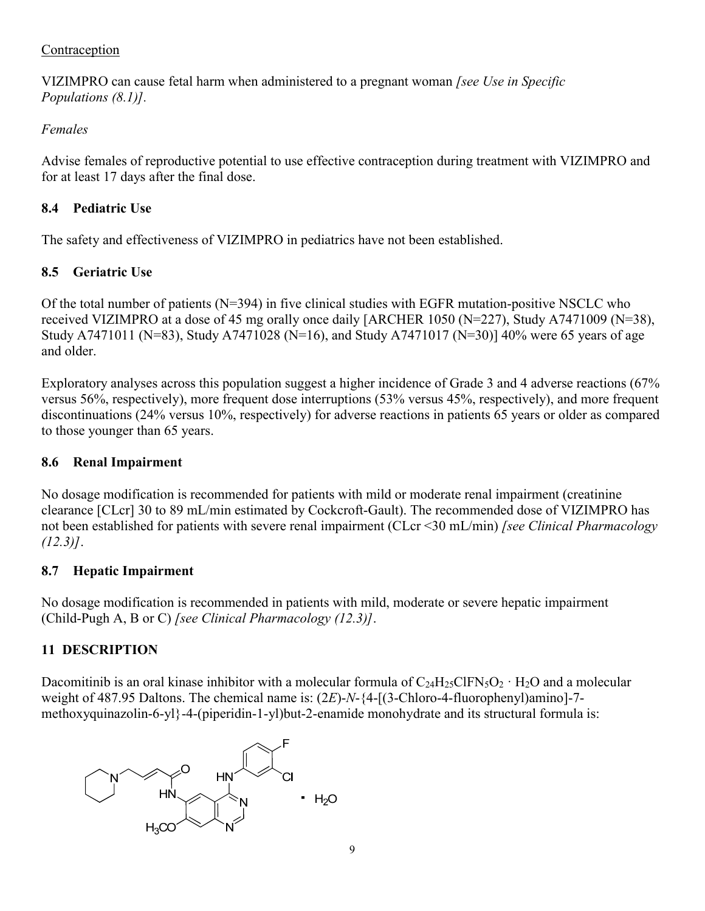Contraception

VIZIMPRO can cause fetal harm when administered to a pregnant woman *[see Use in Specific Populations (8.1)]*.

*Females*

Advise females of reproductive potential to use effective contraception during treatment with VIZIMPRO and for at least 17 days after the final dose.

### 8.4 Pediatric Use

The safety and effectiveness of VIZIMPRO in pediatrics have not been established.

### 8.5 Geriatric Use

Of the total number of patients (N=394) in five clinical studies with EGFR mutation-positive NSCLC who received VIZIMPRO at a dose of 45 mg orally once daily [ARCHER 1050 (N=227), Study A7471009 (N=38), Study A7471011 (N=83), Study A7471028 (N=16), and Study A7471017 (N=30)] 40% were 65 years of age and older.

Exploratory analyses across this population suggest a higher incidence of Grade 3 and 4 adverse reactions (67% versus 56%, respectively), more frequent dose interruptions (53% versus 45%, respectively), and more frequent discontinuations (24% versus 10%, respectively) for adverse reactions in patients 65 years or older as compared to those younger than 65 years.

### 8.6 Renal Impairment

No dosage modification is recommended for patients with mild or moderate renal impairment (creatinine clearance [CLcr] 30 to 89 mL/min estimated by Cockcroft-Gault). The recommended dose of VIZIMPRO has not been established for patients with severe renal impairment (CLcr <30 mL/min) *[see Clinical Pharmacology (12.3)]*.

### 8.7 Hepatic Impairment

No dosage modification is recommended in patients with mild, moderate or severe hepatic impairment (Child-Pugh A, B or C) *[see Clinical Pharmacology (12.3)]*.

## 11 DESCRIPTION

Dacomitinib is an oral kinase inhibitor with a molecular formula of $C_{24}H_{25}ClFN_5O_2 \cdot H_2O$ and a molecular weight of 487.95 Daltons. The chemical name is: (2*E*)-*N*-{4-[(3-Chloro-4-fluorophenyl)amino]-7-methoxyquinazolin-6-yl}-4-(piperidin-1-yl)but-2-enamide monohydrate and its structural formula is: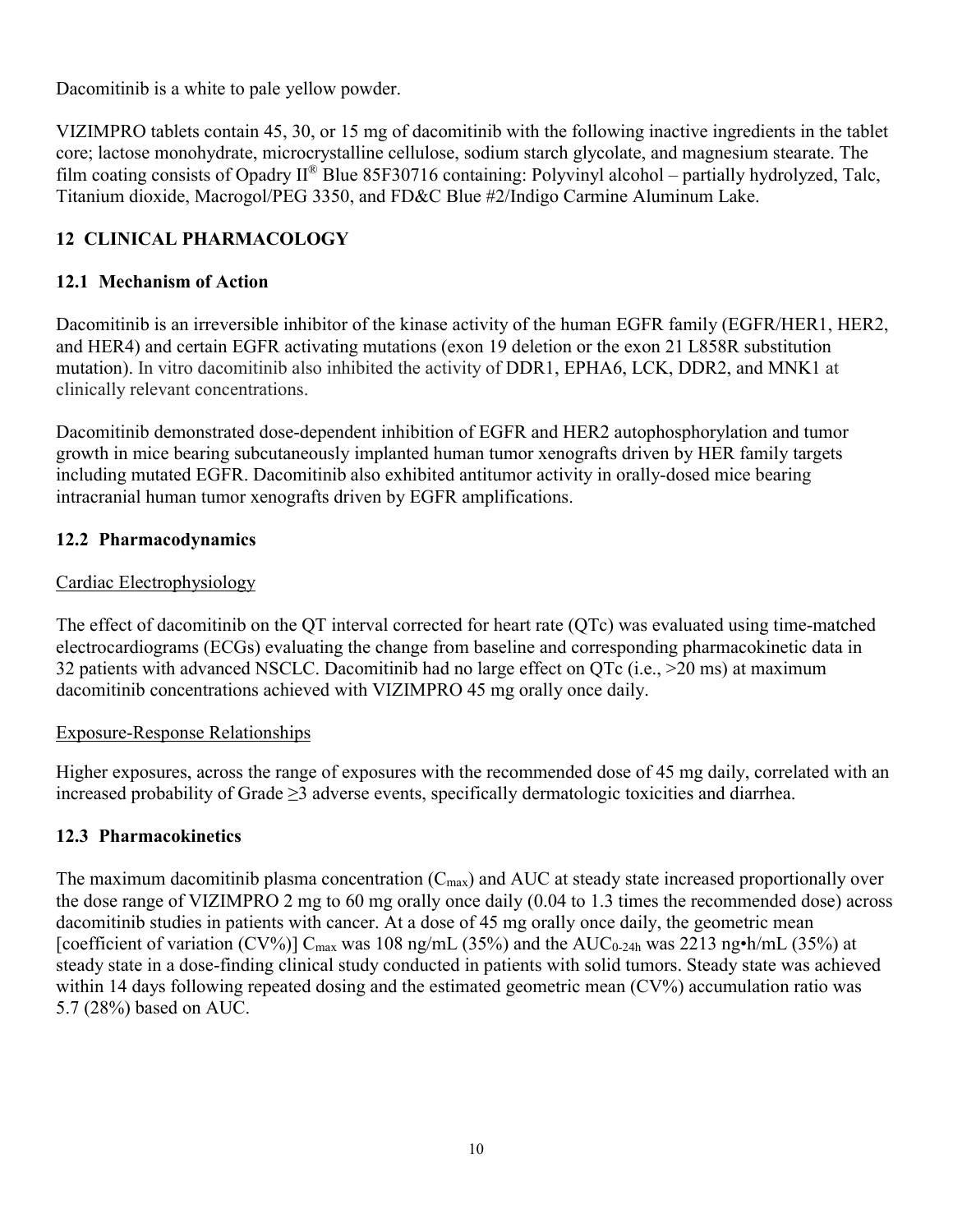Dacomitinib is a white to pale yellow powder.

VIZIMPRO tablets contain 45, 30, or 15 mg of dacomitinib with the following inactive ingredients in the tablet core; lactose monohydrate, microcrystalline cellulose, sodium starch glycolate, and magnesium stearate. The film coating consists of Opadry II® Blue 85F30716 containing: Polyvinyl alcohol – partially hydrolyzed, Talc, Titanium dioxide, Macrogol/PEG 3350, and FD&C Blue #2/Indigo Carmine Aluminum Lake.

## 12 CLINICAL PHARMACOLOGY

### 12.1 Mechanism of Action

Dacomitinib is an irreversible inhibitor of the kinase activity of the human EGFR family (EGFR/HER1, HER2, and HER4) and certain EGFR activating mutations (exon 19 deletion or the exon 21 L858R substitution mutation). In vitro dacomitinib also inhibited the activity of DDR1, EPHA6, LCK, DDR2, and MNK1 at clinically relevant concentrations.

Dacomitinib demonstrated dose-dependent inhibition of EGFR and HER2 autophosphorylation and tumor growth in mice bearing subcutaneously implanted human tumor xenografts driven by HER family targets including mutated EGFR. Dacomitinib also exhibited antitumor activity in orally-dosed mice bearing intracranial human tumor xenografts driven by EGFR amplifications.

### 12.2 Pharmacodynamics

Cardiac Electrophysiology

The effect of dacomitinib on the QT interval corrected for heart rate (QTc) was evaluated using time-matched electrocardiograms (ECGs) evaluating the change from baseline and corresponding pharmacokinetic data in 32 patients with advanced NSCLC. Dacomitinib had no large effect on QTc (i.e., >20 ms) at maximum dacomitinib concentrations achieved with VIZIMPRO 45 mg orally once daily.

Exposure-Response Relationships

Higher exposures, across the range of exposures with the recommended dose of 45 mg daily, correlated with an increased probability of Grade ≥3 adverse events, specifically dermatologic toxicities and diarrhea.

### 12.3 Pharmacokinetics

The maximum dacomitinib plasma concentration ($C_{max}$) and AUC at steady state increased proportionally over the dose range of VIZIMPRO 2 mg to 60 mg orally once daily (0.04 to 1.3 times the recommended dose) across dacomitinib studies in patients with cancer. At a dose of 45 mg orally once daily, the geometric mean [coefficient of variation (CV%)] $C_{max}$ was 108 ng/mL (35%) and the $AUC_{0\text{-}24h}$ was 2213 ng•h/mL (35%) at steady state in a dose-finding clinical study conducted in patients with solid tumors. Steady state was achieved within 14 days following repeated dosing and the estimated geometric mean (CV%) accumulation ratio was 5.7 (28%) based on AUC.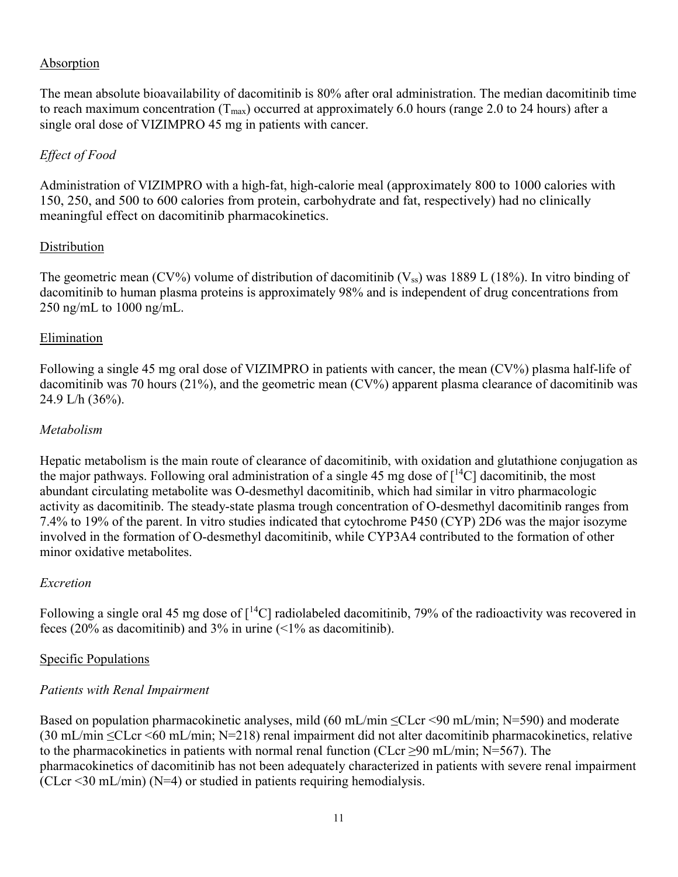Absorption

The mean absolute bioavailability of dacomitinib is 80% after oral administration. The median dacomitinib time to reach maximum concentration ($T_{max}$) occurred at approximately 6.0 hours (range 2.0 to 24 hours) after a single oral dose of VIZIMPRO 45 mg in patients with cancer.

*Effect of Food*

Administration of VIZIMPRO with a high-fat, high-calorie meal (approximately 800 to 1000 calories with 150, 250, and 500 to 600 calories from protein, carbohydrate and fat, respectively) had no clinically meaningful effect on dacomitinib pharmacokinetics.

Distribution

The geometric mean (CV%) volume of distribution of dacomitinib ($V_{ss}$) was 1889 L (18%). In vitro binding of dacomitinib to human plasma proteins is approximately 98% and is independent of drug concentrations from 250 ng/mL to 1000 ng/mL.

Elimination

Following a single 45 mg oral dose of VIZIMPRO in patients with cancer, the mean (CV%) plasma half-life of dacomitinib was 70 hours (21%), and the geometric mean (CV%) apparent plasma clearance of dacomitinib was 24.9 L/h (36%).

*Metabolism*

Hepatic metabolism is the main route of clearance of dacomitinib, with oxidation and glutathione conjugation as the major pathways. Following oral administration of a single 45 mg dose of [$^{14}$C] dacomitinib, the most abundant circulating metabolite was O-desmethyl dacomitinib, which had similar in vitro pharmacologic activity as dacomitinib. The steady-state plasma trough concentration of O-desmethyl dacomitinib ranges from 7.4% to 19% of the parent. In vitro studies indicated that cytochrome P450 (CYP) 2D6 was the major isozyme involved in the formation of O-desmethyl dacomitinib, while CYP3A4 contributed to the formation of other minor oxidative metabolites.

*Excretion*

Following a single oral 45 mg dose of [$^{14}$C] radiolabeled dacomitinib, 79% of the radioactivity was recovered in feces (20% as dacomitinib) and 3% in urine (<1% as dacomitinib).

Specific Populations

*Patients with Renal Impairment*

Based on population pharmacokinetic analyses, mild (60 mL/min ≤CLcr <90 mL/min; N=590) and moderate (30 mL/min ≤CLcr <60 mL/min; N=218) renal impairment did not alter dacomitinib pharmacokinetics, relative to the pharmacokinetics in patients with normal renal function (CLcr ≥90 mL/min; N=567). The pharmacokinetics of dacomitinib has not been adequately characterized in patients with severe renal impairment (CLcr <30 mL/min) (N=4) or studied in patients requiring hemodialysis.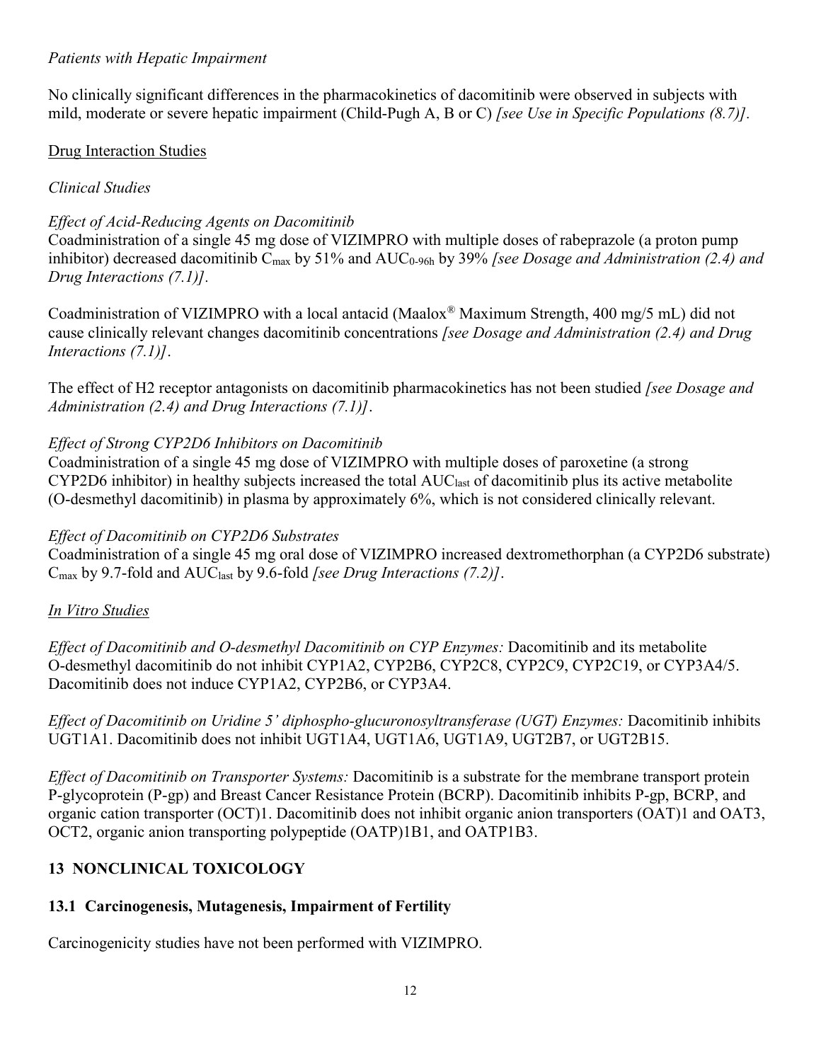*Patients with Hepatic Impairment*

No clinically significant differences in the pharmacokinetics of dacomitinib were observed in subjects with mild, moderate or severe hepatic impairment (Child-Pugh A, B or C) *[see Use in Specific Populations (8.7)].*

Drug Interaction Studies

*Clinical Studies*

*Effect of Acid-Reducing Agents on Dacomitinib*
Coadministration of a single 45 mg dose of VIZIMPRO with multiple doses of rabeprazole (a proton pump inhibitor) decreased dacomitinib $C_{max}$ by 51% and $AUC_{0\text{-}96h}$ by 39% *[see Dosage and Administration (2.4) and Drug Interactions (7.1)]*.

Coadministration of VIZIMPRO with a local antacid (Maalox® Maximum Strength, 400 mg/5 mL) did not cause clinically relevant changes dacomitinib concentrations *[see Dosage and Administration (2.4) and Drug Interactions (7.1)]*.

The effect of H2 receptor antagonists on dacomitinib pharmacokinetics has not been studied *[see Dosage and Administration (2.4) and Drug Interactions (7.1)]*.

*Effect of Strong CYP2D6 Inhibitors on Dacomitinib*
Coadministration of a single 45 mg dose of VIZIMPRO with multiple doses of paroxetine (a strong CYP2D6 inhibitor) in healthy subjects increased the total $AUC_{last}$ of dacomitinib plus its active metabolite (O-desmethyl dacomitinib) in plasma by approximately 6%, which is not considered clinically relevant.

*Effect of Dacomitinib on CYP2D6 Substrates*
Coadministration of a single 45 mg oral dose of VIZIMPRO increased dextromethorphan (a CYP2D6 substrate) $C_{max}$ by 9.7-fold and $AUC_{last}$ by 9.6-fold *[see Drug Interactions (7.2)]*.

*In Vitro Studies*

*Effect of Dacomitinib and O-desmethyl Dacomitinib on CYP Enzymes:* Dacomitinib and its metabolite O-desmethyl dacomitinib do not inhibit CYP1A2, CYP2B6, CYP2C8, CYP2C9, CYP2C19, or CYP3A4/5. Dacomitinib does not induce CYP1A2, CYP2B6, or CYP3A4.

*Effect of Dacomitinib on Uridine 5' diphospho-glucuronosyltransferase (UGT) Enzymes:* Dacomitinib inhibits UGT1A1. Dacomitinib does not inhibit UGT1A4, UGT1A6, UGT1A9, UGT2B7, or UGT2B15.

*Effect of Dacomitinib on Transporter Systems:* Dacomitinib is a substrate for the membrane transport protein P-glycoprotein (P-gp) and Breast Cancer Resistance Protein (BCRP). Dacomitinib inhibits P-gp, BCRP, and organic cation transporter (OCT)1. Dacomitinib does not inhibit organic anion transporters (OAT)1 and OAT3, OCT2, organic anion transporting polypeptide (OATP)1B1, and OATP1B3.

## 13 NONCLINICAL TOXICOLOGY

### 13.1 Carcinogenesis, Mutagenesis, Impairment of Fertility

Carcinogenicity studies have not been performed with VIZIMPRO.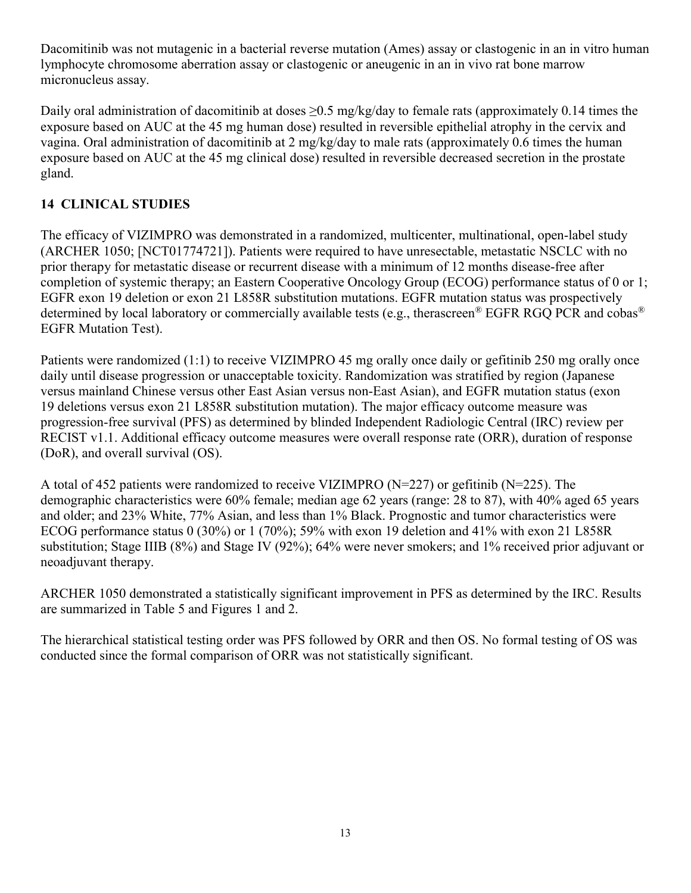Dacomitinib was not mutagenic in a bacterial reverse mutation (Ames) assay or clastogenic in an in vitro human lymphocyte chromosome aberration assay or clastogenic or aneugenic in an in vivo rat bone marrow micronucleus assay.

Daily oral administration of dacomitinib at doses ≥0.5 mg/kg/day to female rats (approximately 0.14 times the exposure based on AUC at the 45 mg human dose) resulted in reversible epithelial atrophy in the cervix and vagina. Oral administration of dacomitinib at 2 mg/kg/day to male rats (approximately 0.6 times the human exposure based on AUC at the 45 mg clinical dose) resulted in reversible decreased secretion in the prostate gland.

## 14 CLINICAL STUDIES

The efficacy of VIZIMPRO was demonstrated in a randomized, multicenter, multinational, open-label study (ARCHER 1050; [NCT01774721]). Patients were required to have unresectable, metastatic NSCLC with no prior therapy for metastatic disease or recurrent disease with a minimum of 12 months disease-free after completion of systemic therapy; an Eastern Cooperative Oncology Group (ECOG) performance status of 0 or 1; EGFR exon 19 deletion or exon 21 L858R substitution mutations. EGFR mutation status was prospectively determined by local laboratory or commercially available tests (e.g., therascreen® EGFR RGQ PCR and cobas® EGFR Mutation Test).

Patients were randomized (1:1) to receive VIZIMPRO 45 mg orally once daily or gefitinib 250 mg orally once daily until disease progression or unacceptable toxicity. Randomization was stratified by region (Japanese versus mainland Chinese versus other East Asian versus non-East Asian), and EGFR mutation status (exon 19 deletions versus exon 21 L858R substitution mutation). The major efficacy outcome measure was progression-free survival (PFS) as determined by blinded Independent Radiologic Central (IRC) review per RECIST v1.1. Additional efficacy outcome measures were overall response rate (ORR), duration of response (DoR), and overall survival (OS).

A total of 452 patients were randomized to receive VIZIMPRO (N=227) or gefitinib (N=225). The demographic characteristics were 60% female; median age 62 years (range: 28 to 87), with 40% aged 65 years and older; and 23% White, 77% Asian, and less than 1% Black. Prognostic and tumor characteristics were ECOG performance status 0 (30%) or 1 (70%); 59% with exon 19 deletion and 41% with exon 21 L858R substitution; Stage IIIB (8%) and Stage IV (92%); 64% were never smokers; and 1% received prior adjuvant or neoadjuvant therapy.

ARCHER 1050 demonstrated a statistically significant improvement in PFS as determined by the IRC. Results are summarized in Table 5 and Figures 1 and 2.

The hierarchical statistical testing order was PFS followed by ORR and then OS. No formal testing of OS was conducted since the formal comparison of ORR was not statistically significant.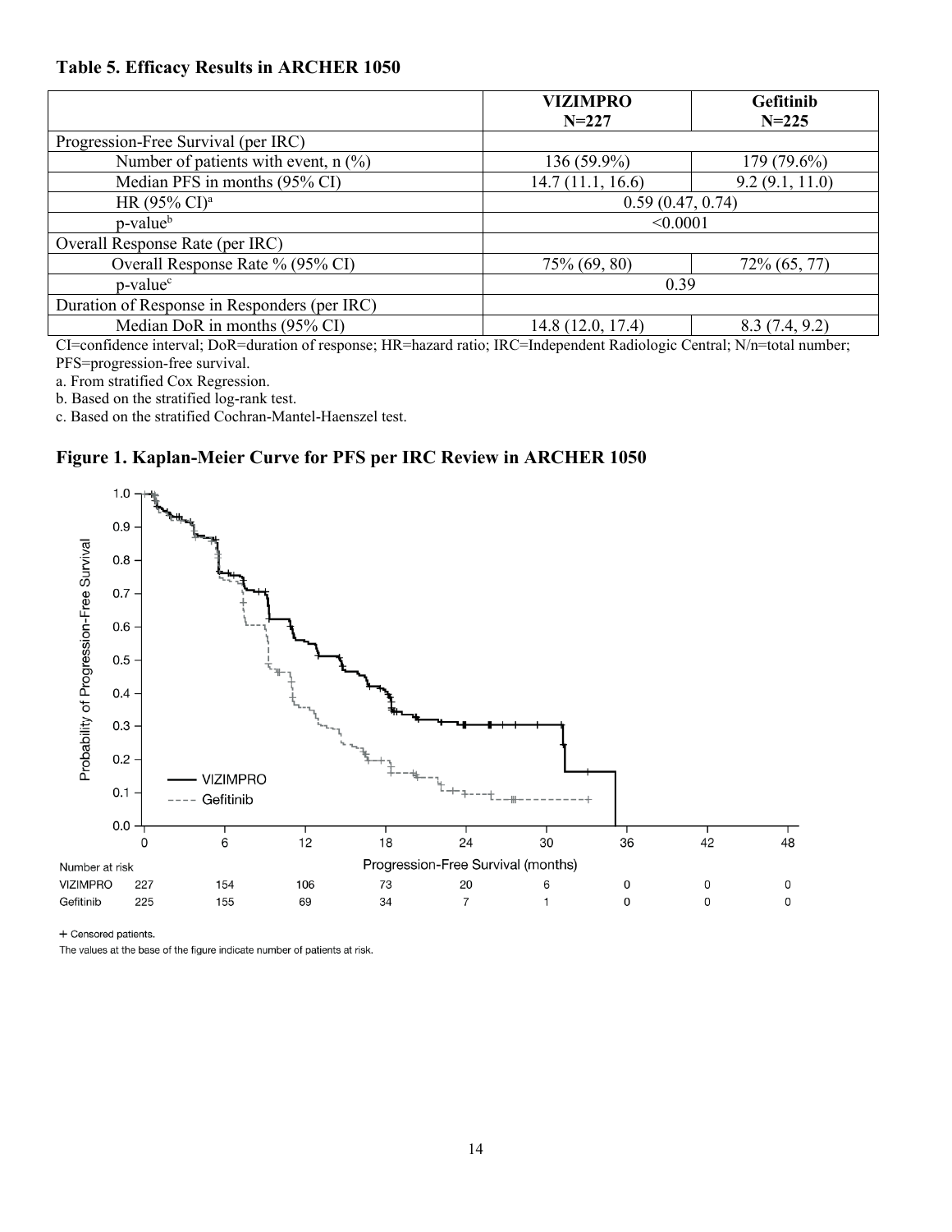### Table 5. Efficacy Results in ARCHER 1050

| | VIZIMPRO N=227 | Gefitinib N=225 |
|---|---|---|
| Progression-Free Survival (per IRC) | | |
| Number of patients with event, n (%) | 136 (59.9%) | 179 (79.6%) |
| Median PFS in months (95% CI) | 14.7 (11.1, 16.6) | 9.2 (9.1, 11.0) |
| HR (95% CI)[a] | 0.59 (0.47, 0.74) | |
| p-value[b] | <0.0001 | |
| Overall Response Rate (per IRC) | | |
| Overall Response Rate % (95% CI) | 75% (69, 80) | 72% (65, 77) |
| p-value[c] | 0.39 | |
| Duration of Response in Responders (per IRC) | | |
| Median DoR in months (95% CI) | 14.8 (12.0, 17.4) | 8.3 (7.4, 9.2) |

CI=confidence interval; DoR=duration of response; HR=hazard ratio; IRC=Independent Radiologic Central; N/n=total number; PFS=progression-free survival.

a. From stratified Cox Regression.

b. Based on the stratified log-rank test.

c. Based on the stratified Cochran-Mantel-Haenszel test.

### Figure 1. Kaplan-Meier Curve for PFS per IRC Review in ARCHER 1050

Number at risk

| Progression-Free Survival (months) | 0 | 6 | 12 | 18 | 24 | 30 | 36 | 42 | 48 |
|---|---|---|---|---|---|---|---|---|---|
| VIZIMPRO | 227 | 154 | 106 | 73 | 20 | 6 | 0 | 0 | 0 |
| Gefitinib | 225 | 155 | 69 | 34 | 7 | 1 | 0 | 0 | 0 |

+ Censored patients.

The values at the base of the figure indicate number of patients at risk.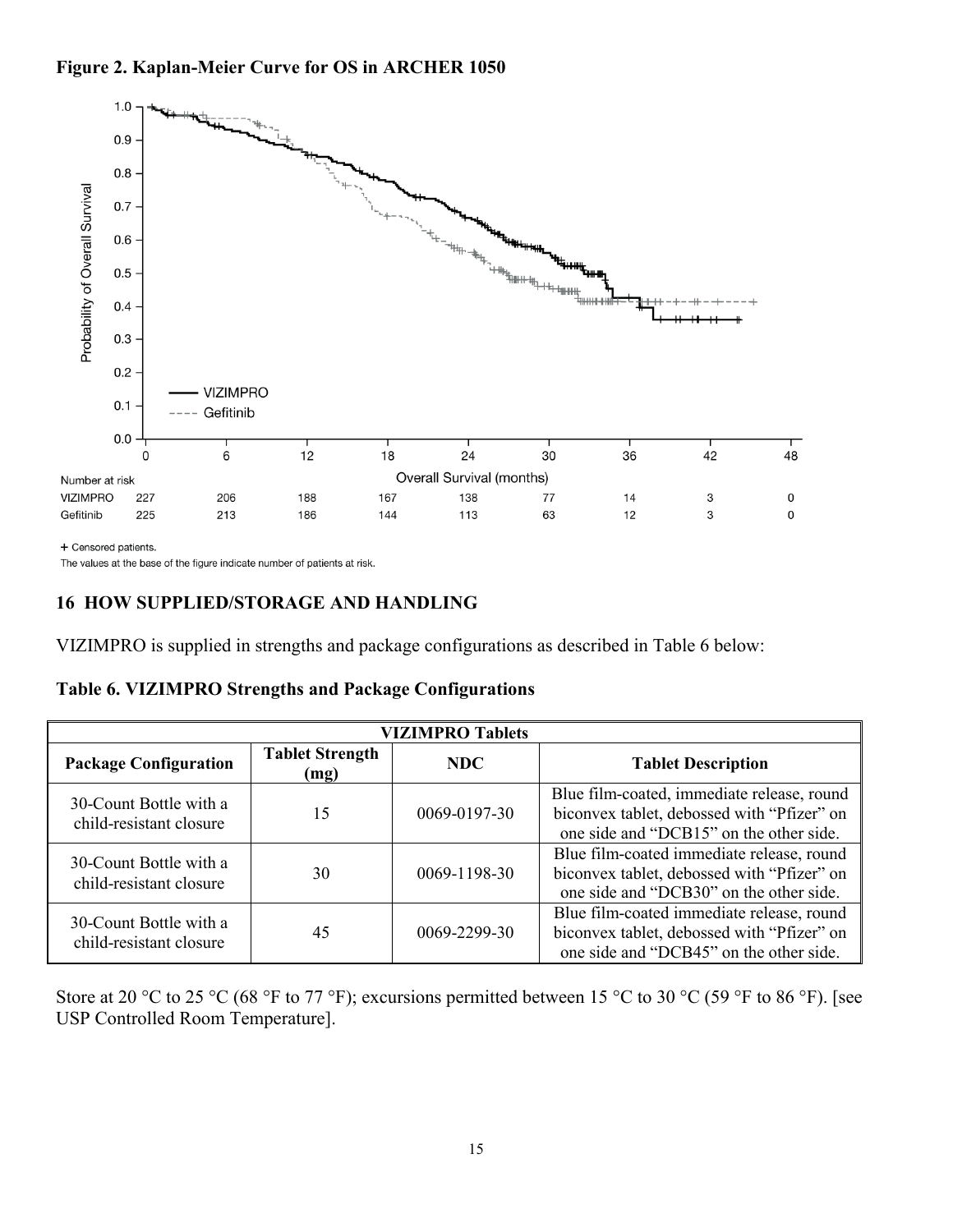**Figure 2. Kaplan-Meier Curve for OS in ARCHER 1050**

| Number at risk | 0 | 6 | 12 | 18 | 24 | 30 | 36 | 42 | 48 |
|---|---|---|---|---|---|---|---|---|---|
| VIZIMPRO | 227 | 206 | 188 | 167 | 138 | 77 | 14 | 3 | 0 |
| Gefitinib | 225 | 213 | 186 | 144 | 113 | 63 | 12 | 3 | 0 |

+ Censored patients.

The values at the base of the figure indicate number of patients at risk.

## 16 HOW SUPPLIED/STORAGE AND HANDLING

VIZIMPRO is supplied in strengths and package configurations as described in Table 6 below:

**Table 6. VIZIMPRO Strengths and Package Configurations**

| VIZIMPRO Tablets | | | |
|---|---|---|---|
| **Package Configuration** | **Tablet Strength (mg)** | **NDC** | **Tablet Description** |
| 30-Count Bottle with a child-resistant closure | 15 | 0069-0197-30 | Blue film-coated, immediate release, round biconvex tablet, debossed with "Pfizer" on one side and "DCB15" on the other side. |
| 30-Count Bottle with a child-resistant closure | 30 | 0069-1198-30 | Blue film-coated immediate release, round biconvex tablet, debossed with "Pfizer" on one side and "DCB30" on the other side. |
| 30-Count Bottle with a child-resistant closure | 45 | 0069-2299-30 | Blue film-coated immediate release, round biconvex tablet, debossed with "Pfizer" on one side and "DCB45" on the other side. |

Store at 20 °C to 25 °C (68 °F to 77 °F); excursions permitted between 15 °C to 30 °C (59 °F to 86 °F). [see USP Controlled Room Temperature].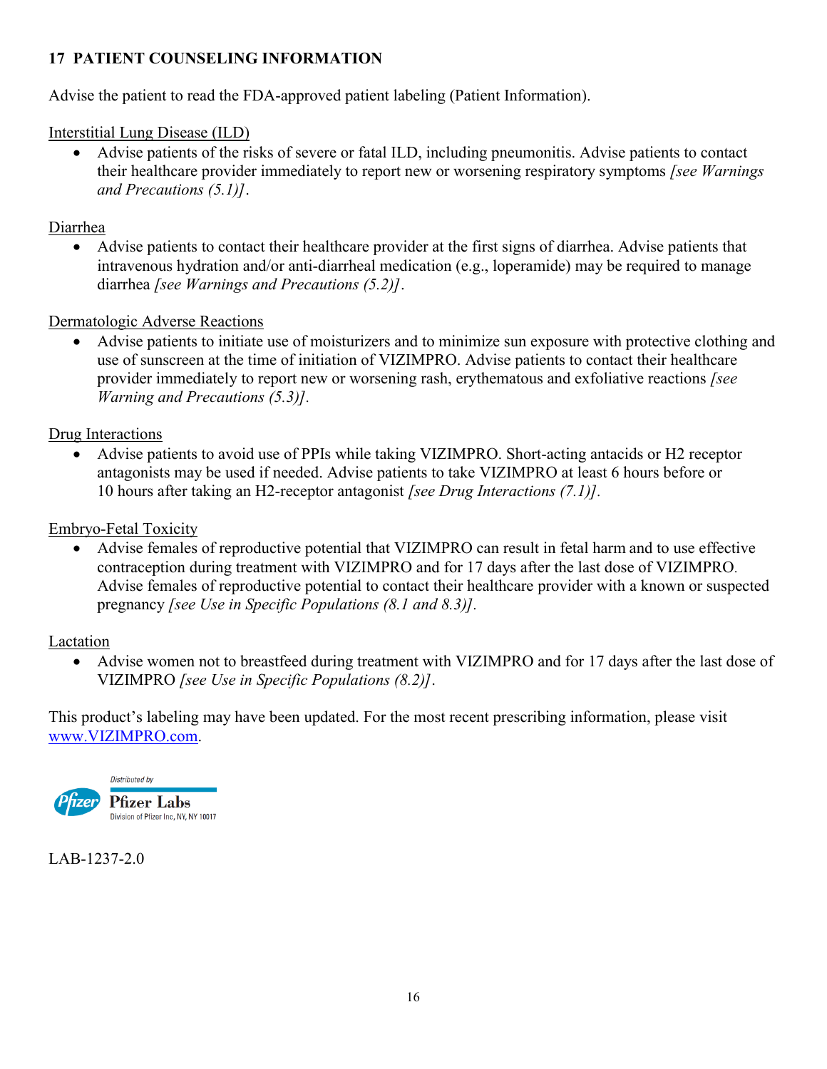## 17 PATIENT COUNSELING INFORMATION

Advise the patient to read the FDA-approved patient labeling (Patient Information).

Interstitial Lung Disease (ILD)

- Advise patients of the risks of severe or fatal ILD, including pneumonitis. Advise patients to contact their healthcare provider immediately to report new or worsening respiratory symptoms *[see Warnings and Precautions (5.1)]*.

Diarrhea

- Advise patients to contact their healthcare provider at the first signs of diarrhea. Advise patients that intravenous hydration and/or anti-diarrheal medication (e.g., loperamide) may be required to manage diarrhea *[see Warnings and Precautions (5.2)]*.

Dermatologic Adverse Reactions

- Advise patients to initiate use of moisturizers and to minimize sun exposure with protective clothing and use of sunscreen at the time of initiation of VIZIMPRO. Advise patients to contact their healthcare provider immediately to report new or worsening rash, erythematous and exfoliative reactions *[see Warning and Precautions (5.3)]*.

Drug Interactions

- Advise patients to avoid use of PPIs while taking VIZIMPRO. Short-acting antacids or H2 receptor antagonists may be used if needed. Advise patients to take VIZIMPRO at least 6 hours before or 10 hours after taking an H2-receptor antagonist *[see Drug Interactions (7.1)]*.

Embryo-Fetal Toxicity

- Advise females of reproductive potential that VIZIMPRO can result in fetal harm and to use effective contraception during treatment with VIZIMPRO and for 17 days after the last dose of VIZIMPRO. Advise females of reproductive potential to contact their healthcare provider with a known or suspected pregnancy *[see Use in Specific Populations (8.1 and 8.3)]*.

Lactation

- Advise women not to breastfeed during treatment with VIZIMPRO and for 17 days after the last dose of VIZIMPRO *[see Use in Specific Populations (8.2)]*.

This product's labeling may have been updated. For the most recent prescribing information, please visit www.VIZIMPRO.com.

Distributed by
Pfizer Labs
Division of Pfizer Inc, NY, NY 10017

LAB-1237-2.0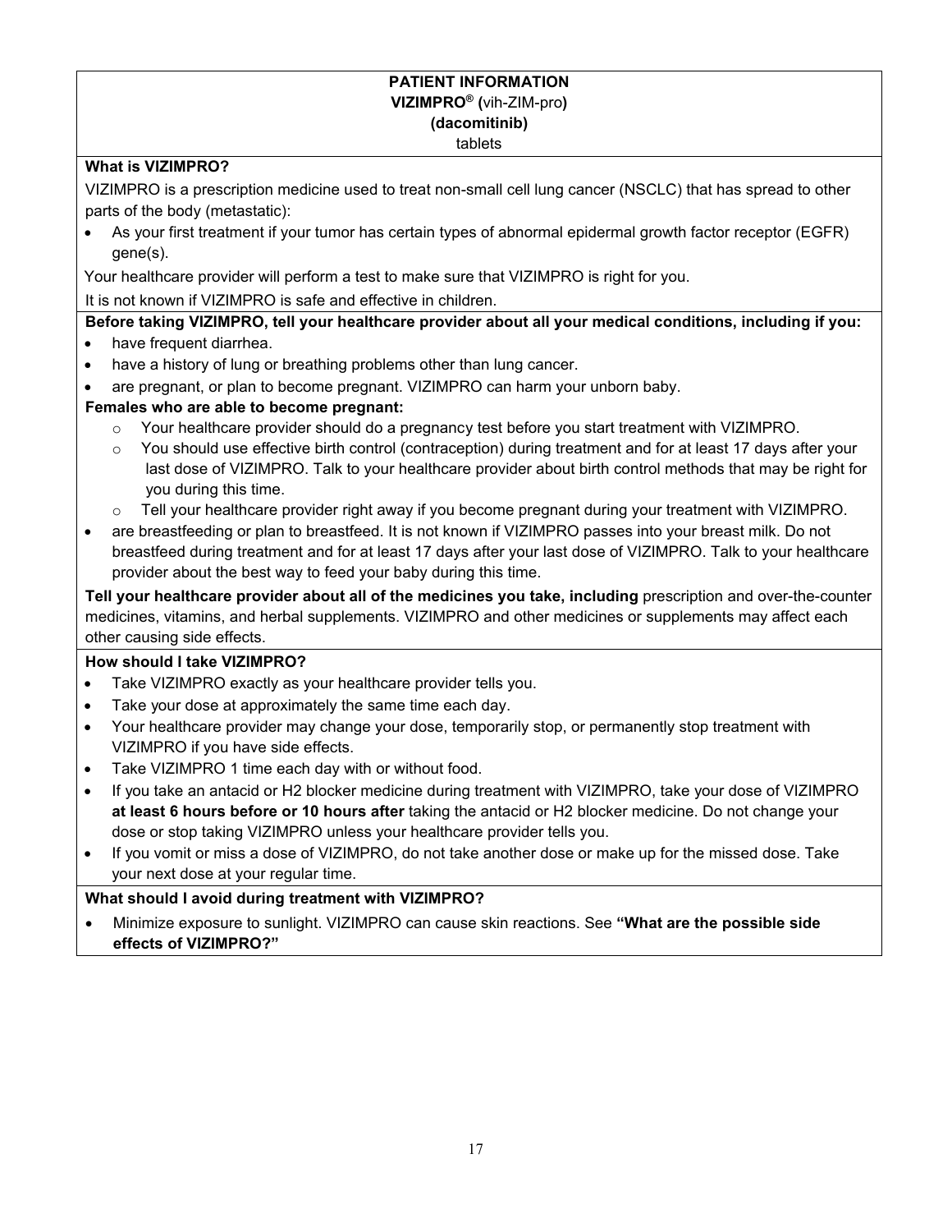**PATIENT INFORMATION**
**VIZIMPRO® (**vih-ZIM-pro**)**
**(dacomitinib)**
tablets

**What is VIZIMPRO?**

VIZIMPRO is a prescription medicine used to treat non-small cell lung cancer (NSCLC) that has spread to other parts of the body (metastatic):

- As your first treatment if your tumor has certain types of abnormal epidermal growth factor receptor (EGFR) gene(s).

Your healthcare provider will perform a test to make sure that VIZIMPRO is right for you.

It is not known if VIZIMPRO is safe and effective in children.

**Before taking VIZIMPRO, tell your healthcare provider about all your medical conditions, including if you:**

- have frequent diarrhea.
- have a history of lung or breathing problems other than lung cancer.
- are pregnant, or plan to become pregnant. VIZIMPRO can harm your unborn baby.

**Females who are able to become pregnant:**

  - Your healthcare provider should do a pregnancy test before you start treatment with VIZIMPRO.
  - You should use effective birth control (contraception) during treatment and for at least 17 days after your last dose of VIZIMPRO. Talk to your healthcare provider about birth control methods that may be right for you during this time.
  - Tell your healthcare provider right away if you become pregnant during your treatment with VIZIMPRO.

- are breastfeeding or plan to breastfeed. It is not known if VIZIMPRO passes into your breast milk. Do not breastfeed during treatment and for at least 17 days after your last dose of VIZIMPRO. Talk to your healthcare provider about the best way to feed your baby during this time.

**Tell your healthcare provider about all of the medicines you take, including** prescription and over-the-counter medicines, vitamins, and herbal supplements. VIZIMPRO and other medicines or supplements may affect each other causing side effects.

**How should I take VIZIMPRO?**

- Take VIZIMPRO exactly as your healthcare provider tells you.
- Take your dose at approximately the same time each day.
- Your healthcare provider may change your dose, temporarily stop, or permanently stop treatment with VIZIMPRO if you have side effects.
- Take VIZIMPRO 1 time each day with or without food.
- If you take an antacid or H2 blocker medicine during treatment with VIZIMPRO, take your dose of VIZIMPRO **at least 6 hours before or 10 hours after** taking the antacid or H2 blocker medicine. Do not change your dose or stop taking VIZIMPRO unless your healthcare provider tells you.
- If you vomit or miss a dose of VIZIMPRO, do not take another dose or make up for the missed dose. Take your next dose at your regular time.

**What should I avoid during treatment with VIZIMPRO?**

- Minimize exposure to sunlight. VIZIMPRO can cause skin reactions. See **"What are the possible side effects of VIZIMPRO?"**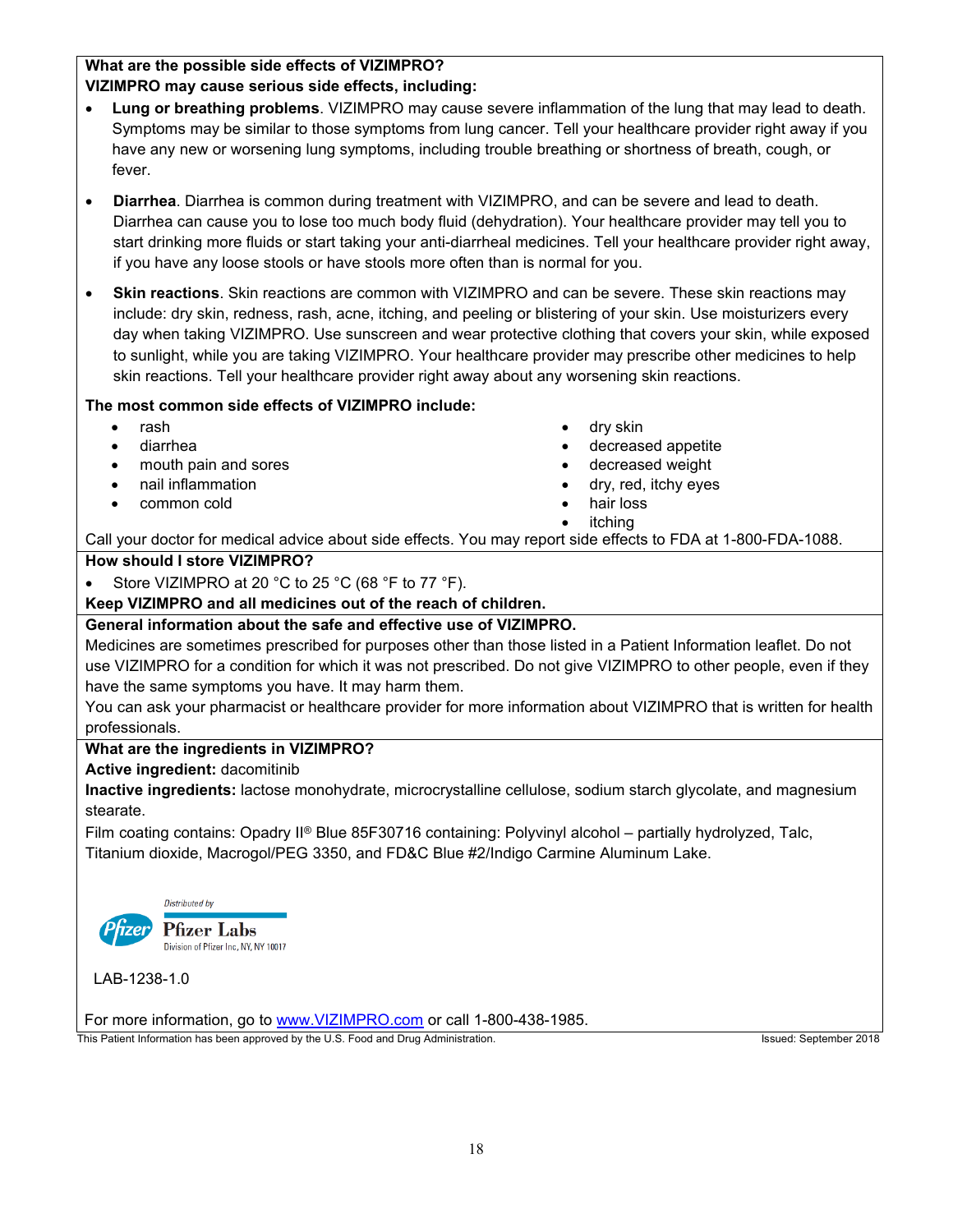**What are the possible side effects of VIZIMPRO?**

**VIZIMPRO may cause serious side effects, including:**

- **Lung or breathing problems**. VIZIMPRO may cause severe inflammation of the lung that may lead to death. Symptoms may be similar to those symptoms from lung cancer. Tell your healthcare provider right away if you have any new or worsening lung symptoms, including trouble breathing or shortness of breath, cough, or fever.
- **Diarrhea**. Diarrhea is common during treatment with VIZIMPRO, and can be severe and lead to death. Diarrhea can cause you to lose too much body fluid (dehydration). Your healthcare provider may tell you to start drinking more fluids or start taking your anti-diarrheal medicines. Tell your healthcare provider right away, if you have any loose stools or have stools more often than is normal for you.
- **Skin reactions**. Skin reactions are common with VIZIMPRO and can be severe. These skin reactions may include: dry skin, redness, rash, acne, itching, and peeling or blistering of your skin. Use moisturizers every day when taking VIZIMPRO. Use sunscreen and wear protective clothing that covers your skin, while exposed to sunlight, while you are taking VIZIMPRO. Your healthcare provider may prescribe other medicines to help skin reactions. Tell your healthcare provider right away about any worsening skin reactions.

**The most common side effects of VIZIMPRO include:**

- rash
- diarrhea
- mouth pain and sores
- nail inflammation
- common cold
- dry skin
- decreased appetite
- decreased weight
- dry, red, itchy eyes
- hair loss
- itching

Call your doctor for medical advice about side effects. You may report side effects to FDA at 1-800-FDA-1088.

**How should I store VIZIMPRO?**

- Store VIZIMPRO at 20 °C to 25 °C (68 °F to 77 °F).

**Keep VIZIMPRO and all medicines out of the reach of children.**

**General information about the safe and effective use of VIZIMPRO.**

Medicines are sometimes prescribed for purposes other than those listed in a Patient Information leaflet. Do not use VIZIMPRO for a condition for which it was not prescribed. Do not give VIZIMPRO to other people, even if they have the same symptoms you have. It may harm them.

You can ask your pharmacist or healthcare provider for more information about VIZIMPRO that is written for health professionals.

**What are the ingredients in VIZIMPRO?**

**Active ingredient:** dacomitinib

**Inactive ingredients:** lactose monohydrate, microcrystalline cellulose, sodium starch glycolate, and magnesium stearate.

Film coating contains: Opadry II® Blue 85F30716 containing: Polyvinyl alcohol – partially hydrolyzed, Talc, Titanium dioxide, Macrogol/PEG 3350, and FD&C Blue #2/Indigo Carmine Aluminum Lake.

Distributed by
Pfizer Labs
Division of Pfizer Inc, NY, NY 10017

LAB-1238-1.0

For more information, go to www.VIZIMPRO.com or call 1-800-438-1985.

This Patient Information has been approved by the U.S. Food and Drug Administration. Issued: September 2018